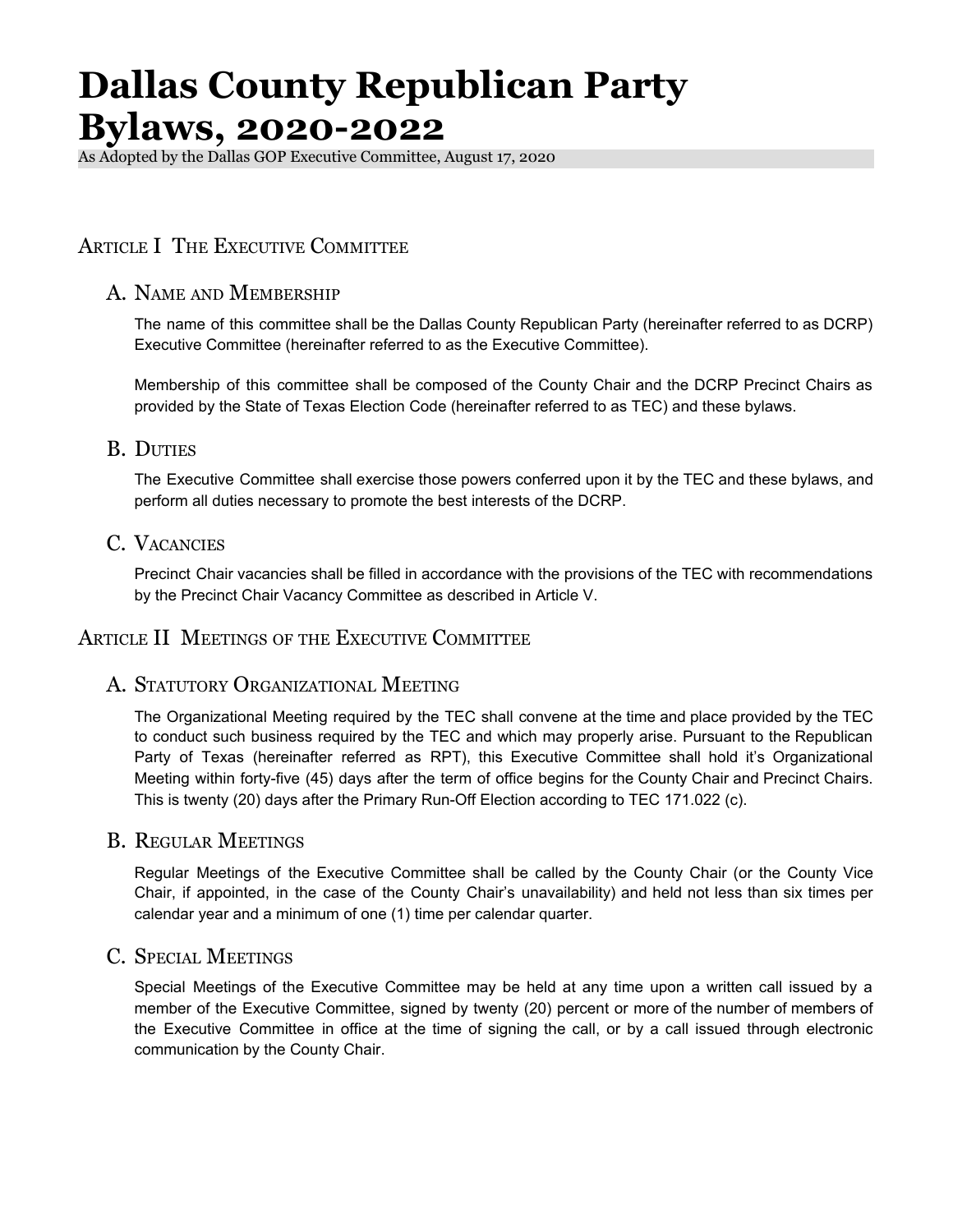# Dallas County Republican Party Bylaws, 2020-2022

As Adopted by the Dallas GOP Executive Committee, August 17, 2020

## Article I The Executive Committee

### A. Name and Membership

The name of this committee shall be the Dallas County Republican Party (hereinafter referred to as DCRP) Executive Committee (hereinafter referred to as the Executive Committee).

Membership of this committee shall be composed of the County Chair and the DCRP Precinct Chairs as provided by the State of Texas Election Code (hereinafter referred to as TEC) and these bylaws.

### B. Duties

The Executive Committee shall exercise those powers conferred upon it by the TEC and these bylaws, and perform all duties necessary to promote the best interests of the DCRP.

### C. Vacancies

Precinct Chair vacancies shall be filled in accordance with the provisions of the TEC with recommendations by the Precinct Chair Vacancy Committee as described in Article V.

## Article II Meetings of the Executive Committee

### A. Statutory Organizational Meeting

The Organizational Meeting required by the TEC shall convene at the time and place provided by the TEC to conduct such business required by the TEC and which may properly arise. Pursuant to the Republican Party of Texas (hereinafter referred as RPT), this Executive Committee shall hold it's Organizational Meeting within forty-five (45) days after the term of office begins for the County Chair and Precinct Chairs. This is twenty (20) days after the Primary Run-Off Election according to TEC 171.022 (c).

### B. Regular Meetings

Regular Meetings of the Executive Committee shall be called by the County Chair (or the County Vice Chair, if appointed, in the case of the County Chair's unavailability) and held not less than six times per calendar year and a minimum of one (1) time per calendar quarter.

### C. Special Meetings

Special Meetings of the Executive Committee may be held at any time upon a written call issued by a member of the Executive Committee, signed by twenty (20) percent or more of the number of members of the Executive Committee in office at the time of signing the call, or by a call issued through electronic communication by the County Chair.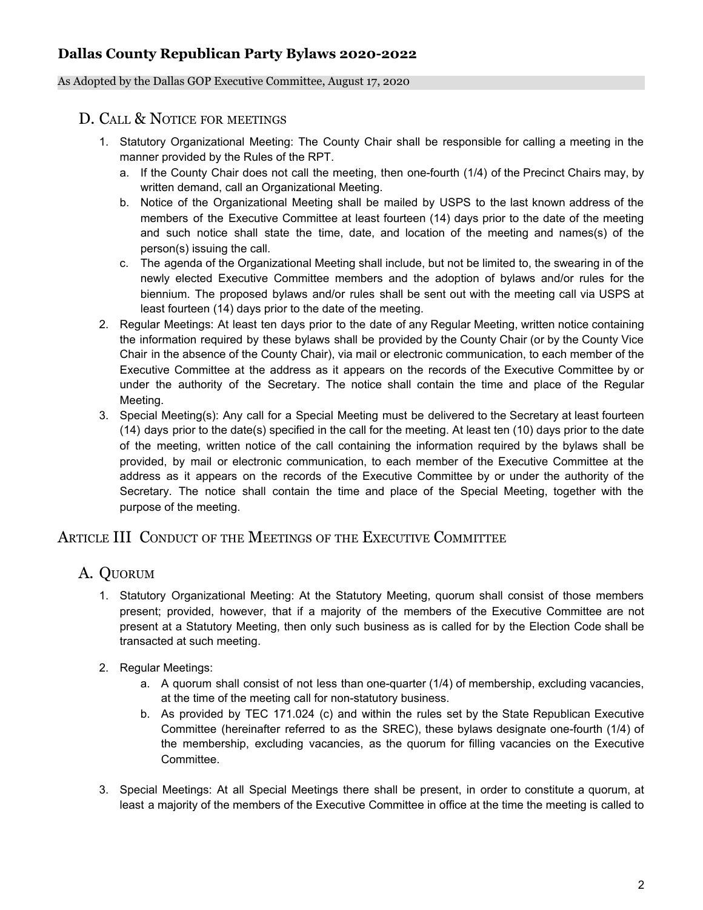### D. Call & Notice for meetings

1. Statutory Organizational Meeting: The County Chair shall be responsible for calling a meeting in the manner provided by the Rules of the RPT.
   a. If the County Chair does not call the meeting, then one-fourth (1/4) of the Precinct Chairs may, by written demand, call an Organizational Meeting.
   b. Notice of the Organizational Meeting shall be mailed by USPS to the last known address of the members of the Executive Committee at least fourteen (14) days prior to the date of the meeting and such notice shall state the time, date, and location of the meeting and names(s) of the person(s) issuing the call.
   c. The agenda of the Organizational Meeting shall include, but not be limited to, the swearing in of the newly elected Executive Committee members and the adoption of bylaws and/or rules for the biennium. The proposed bylaws and/or rules shall be sent out with the meeting call via USPS at least fourteen (14) days prior to the date of the meeting.
2. Regular Meetings: At least ten days prior to the date of any Regular Meeting, written notice containing the information required by these bylaws shall be provided by the County Chair (or by the County Vice Chair in the absence of the County Chair), via mail or electronic communication, to each member of the Executive Committee at the address as it appears on the records of the Executive Committee by or under the authority of the Secretary. The notice shall contain the time and place of the Regular Meeting.
3. Special Meeting(s): Any call for a Special Meeting must be delivered to the Secretary at least fourteen (14) days prior to the date(s) specified in the call for the meeting. At least ten (10) days prior to the date of the meeting, written notice of the call containing the information required by the bylaws shall be provided, by mail or electronic communication, to each member of the Executive Committee at the address as it appears on the records of the Executive Committee by or under the authority of the Secretary. The notice shall contain the time and place of the Special Meeting, together with the purpose of the meeting.

## Article III Conduct of the Meetings of the Executive Committee

### A. Quorum

1. Statutory Organizational Meeting: At the Statutory Meeting, quorum shall consist of those members present; provided, however, that if a majority of the members of the Executive Committee are not present at a Statutory Meeting, then only such business as is called for by the Election Code shall be transacted at such meeting.

2. Regular Meetings:
   a. A quorum shall consist of not less than one-quarter (1/4) of membership, excluding vacancies, at the time of the meeting call for non-statutory business.
   b. As provided by TEC 171.024 (c) and within the rules set by the State Republican Executive Committee (hereinafter referred to as the SREC), these bylaws designate one-fourth (1/4) of the membership, excluding vacancies, as the quorum for filling vacancies on the Executive Committee.

3. Special Meetings: At all Special Meetings there shall be present, in order to constitute a quorum, at least a majority of the members of the Executive Committee in office at the time the meeting is called to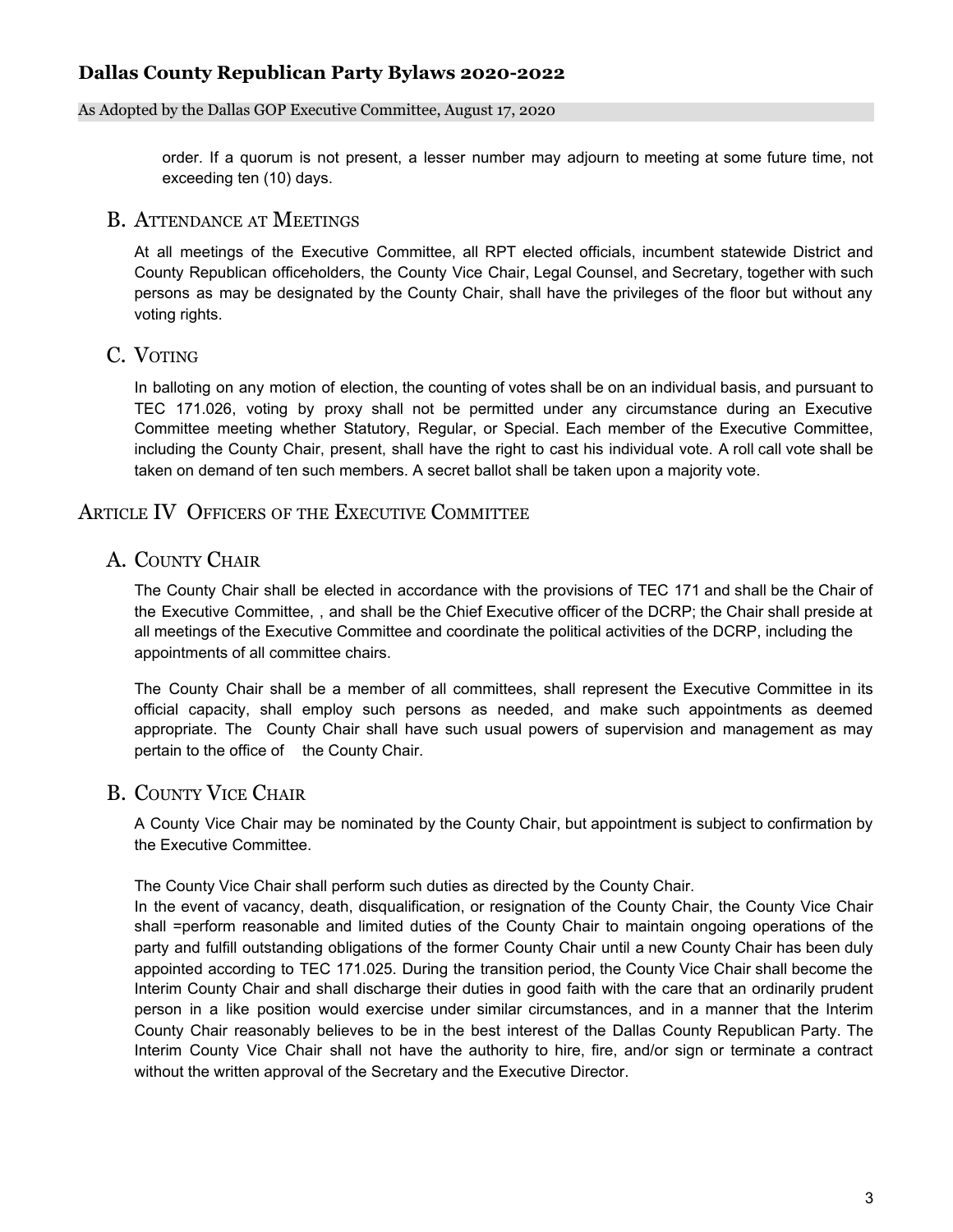order. If a quorum is not present, a lesser number may adjourn to meeting at some future time, not exceeding ten (10) days.

### B. Attendance at Meetings

At all meetings of the Executive Committee, all RPT elected officials, incumbent statewide District and County Republican officeholders, the County Vice Chair, Legal Counsel, and Secretary, together with such persons as may be designated by the County Chair, shall have the privileges of the floor but without any voting rights.

### C. Voting

In balloting on any motion of election, the counting of votes shall be on an individual basis, and pursuant to TEC 171.026, voting by proxy shall not be permitted under any circumstance during an Executive Committee meeting whether Statutory, Regular, or Special. Each member of the Executive Committee, including the County Chair, present, shall have the right to cast his individual vote. A roll call vote shall be taken on demand of ten such members. A secret ballot shall be taken upon a majority vote.

## Article IV Officers of the Executive Committee

### A. County Chair

The County Chair shall be elected in accordance with the provisions of TEC 171 and shall be the Chair of the Executive Committee, , and shall be the Chief Executive officer of the DCRP; the Chair shall preside at all meetings of the Executive Committee and coordinate the political activities of the DCRP, including the appointments of all committee chairs.

The County Chair shall be a member of all committees, shall represent the Executive Committee in its official capacity, shall employ such persons as needed, and make such appointments as deemed appropriate. The County Chair shall have such usual powers of supervision and management as may pertain to the office of the County Chair.

### B. County Vice Chair

A County Vice Chair may be nominated by the County Chair, but appointment is subject to confirmation by the Executive Committee.

The County Vice Chair shall perform such duties as directed by the County Chair.
In the event of vacancy, death, disqualification, or resignation of the County Chair, the County Vice Chair shall =perform reasonable and limited duties of the County Chair to maintain ongoing operations of the party and fulfill outstanding obligations of the former County Chair until a new County Chair has been duly appointed according to TEC 171.025. During the transition period, the County Vice Chair shall become the Interim County Chair and shall discharge their duties in good faith with the care that an ordinarily prudent person in a like position would exercise under similar circumstances, and in a manner that the Interim County Chair reasonably believes to be in the best interest of the Dallas County Republican Party. The Interim County Vice Chair shall not have the authority to hire, fire, and/or sign or terminate a contract without the written approval of the Secretary and the Executive Director.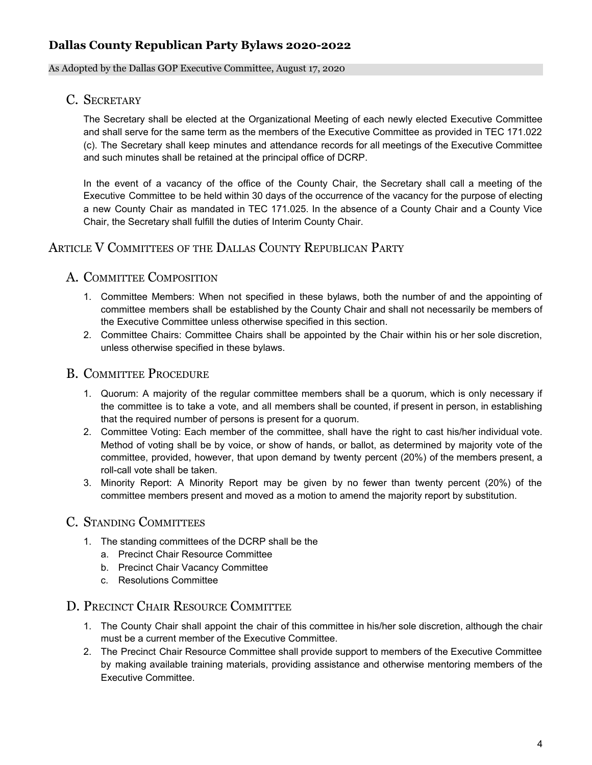## C. Secretary

The Secretary shall be elected at the Organizational Meeting of each newly elected Executive Committee and shall serve for the same term as the members of the Executive Committee as provided in TEC 171.022 (c). The Secretary shall keep minutes and attendance records for all meetings of the Executive Committee and such minutes shall be retained at the principal office of DCRP.

In the event of a vacancy of the office of the County Chair, the Secretary shall call a meeting of the Executive Committee to be held within 30 days of the occurrence of the vacancy for the purpose of electing a new County Chair as mandated in TEC 171.025. In the absence of a County Chair and a County Vice Chair, the Secretary shall fulfill the duties of Interim County Chair.

# Article V Committees of the Dallas County Republican Party

## A. Committee Composition

1. Committee Members: When not specified in these bylaws, both the number of and the appointing of committee members shall be established by the County Chair and shall not necessarily be members of the Executive Committee unless otherwise specified in this section.
2. Committee Chairs: Committee Chairs shall be appointed by the Chair within his or her sole discretion, unless otherwise specified in these bylaws.

## B. Committee Procedure

1. Quorum: A majority of the regular committee members shall be a quorum, which is only necessary if the committee is to take a vote, and all members shall be counted, if present in person, in establishing that the required number of persons is present for a quorum.
2. Committee Voting: Each member of the committee, shall have the right to cast his/her individual vote. Method of voting shall be by voice, or show of hands, or ballot, as determined by majority vote of the committee, provided, however, that upon demand by twenty percent (20%) of the members present, a roll-call vote shall be taken.
3. Minority Report: A Minority Report may be given by no fewer than twenty percent (20%) of the committee members present and moved as a motion to amend the majority report by substitution.

## C. Standing Committees

1. The standing committees of the DCRP shall be the
   a. Precinct Chair Resource Committee
   b. Precinct Chair Vacancy Committee
   c. Resolutions Committee

## D. Precinct Chair Resource Committee

1. The County Chair shall appoint the chair of this committee in his/her sole discretion, although the chair must be a current member of the Executive Committee.
2. The Precinct Chair Resource Committee shall provide support to members of the Executive Committee by making available training materials, providing assistance and otherwise mentoring members of the Executive Committee.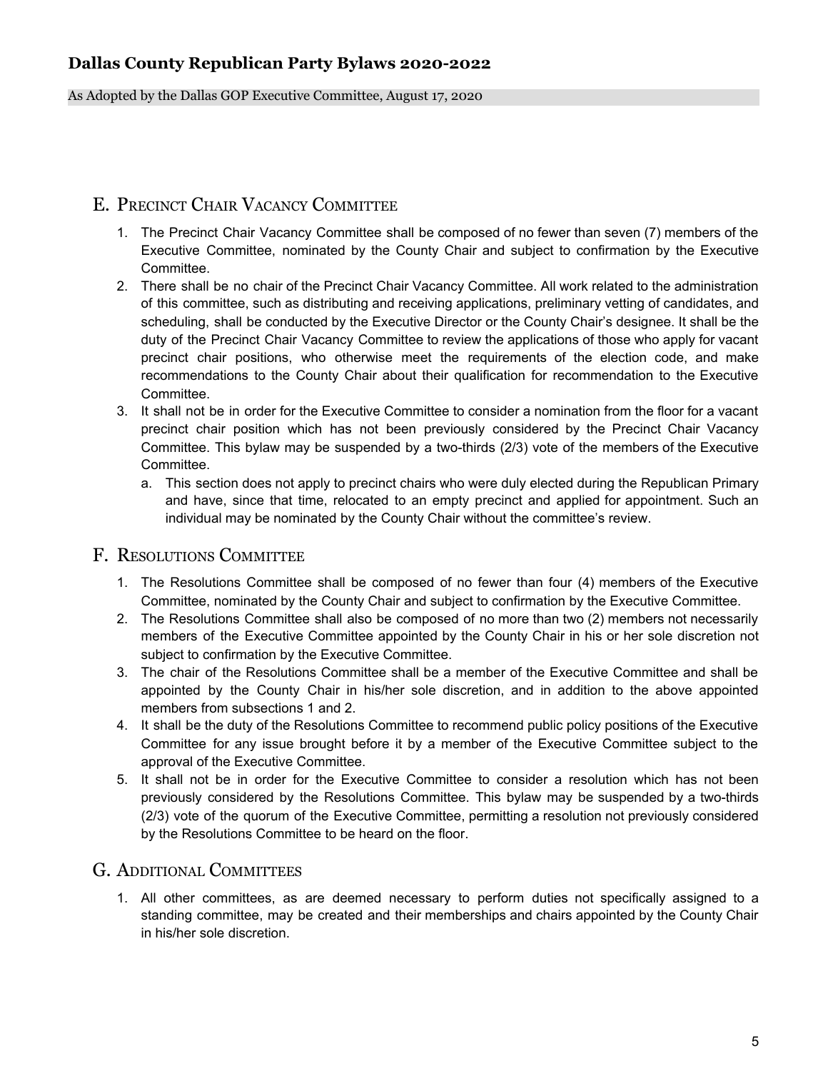## E. Precinct Chair Vacancy Committee

1. The Precinct Chair Vacancy Committee shall be composed of no fewer than seven (7) members of the Executive Committee, nominated by the County Chair and subject to confirmation by the Executive Committee.
2. There shall be no chair of the Precinct Chair Vacancy Committee. All work related to the administration of this committee, such as distributing and receiving applications, preliminary vetting of candidates, and scheduling, shall be conducted by the Executive Director or the County Chair's designee. It shall be the duty of the Precinct Chair Vacancy Committee to review the applications of those who apply for vacant precinct chair positions, who otherwise meet the requirements of the election code, and make recommendations to the County Chair about their qualification for recommendation to the Executive Committee.
3. It shall not be in order for the Executive Committee to consider a nomination from the floor for a vacant precinct chair position which has not been previously considered by the Precinct Chair Vacancy Committee. This bylaw may be suspended by a two-thirds (2/3) vote of the members of the Executive Committee.
   a. This section does not apply to precinct chairs who were duly elected during the Republican Primary and have, since that time, relocated to an empty precinct and applied for appointment. Such an individual may be nominated by the County Chair without the committee's review.

## F. Resolutions Committee

1. The Resolutions Committee shall be composed of no fewer than four (4) members of the Executive Committee, nominated by the County Chair and subject to confirmation by the Executive Committee.
2. The Resolutions Committee shall also be composed of no more than two (2) members not necessarily members of the Executive Committee appointed by the County Chair in his or her sole discretion not subject to confirmation by the Executive Committee.
3. The chair of the Resolutions Committee shall be a member of the Executive Committee and shall be appointed by the County Chair in his/her sole discretion, and in addition to the above appointed members from subsections 1 and 2.
4. It shall be the duty of the Resolutions Committee to recommend public policy positions of the Executive Committee for any issue brought before it by a member of the Executive Committee subject to the approval of the Executive Committee.
5. It shall not be in order for the Executive Committee to consider a resolution which has not been previously considered by the Resolutions Committee. This bylaw may be suspended by a two-thirds (2/3) vote of the quorum of the Executive Committee, permitting a resolution not previously considered by the Resolutions Committee to be heard on the floor.

## G. Additional Committees

1. All other committees, as are deemed necessary to perform duties not specifically assigned to a standing committee, may be created and their memberships and chairs appointed by the County Chair in his/her sole discretion.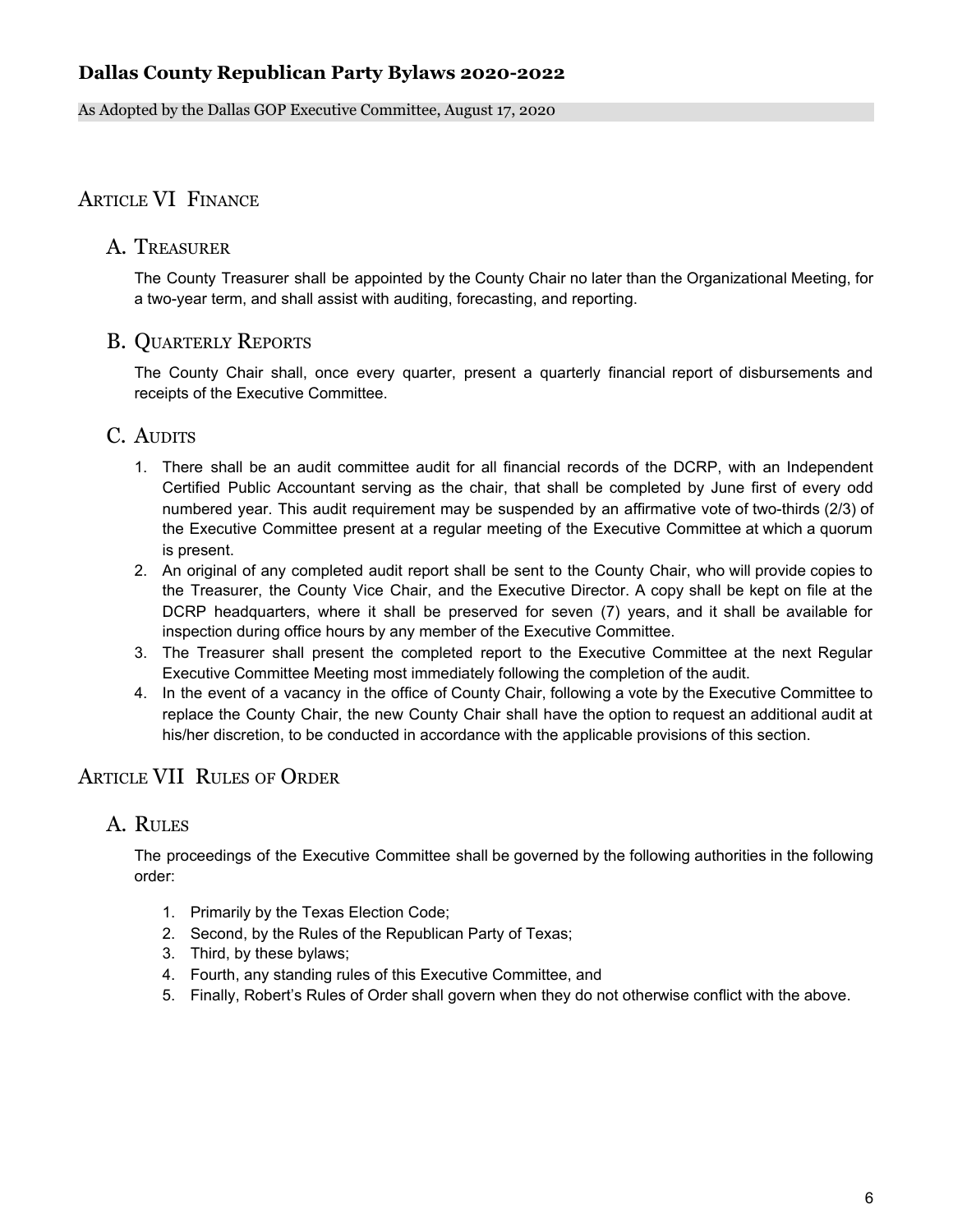## Article VI Finance

### A. Treasurer

The County Treasurer shall be appointed by the County Chair no later than the Organizational Meeting, for a two-year term, and shall assist with auditing, forecasting, and reporting.

### B. Quarterly Reports

The County Chair shall, once every quarter, present a quarterly financial report of disbursements and receipts of the Executive Committee.

### C. Audits

1. There shall be an audit committee audit for all financial records of the DCRP, with an Independent Certified Public Accountant serving as the chair, that shall be completed by June first of every odd numbered year. This audit requirement may be suspended by an affirmative vote of two-thirds (2/3) of the Executive Committee present at a regular meeting of the Executive Committee at which a quorum is present.
2. An original of any completed audit report shall be sent to the County Chair, who will provide copies to the Treasurer, the County Vice Chair, and the Executive Director. A copy shall be kept on file at the DCRP headquarters, where it shall be preserved for seven (7) years, and it shall be available for inspection during office hours by any member of the Executive Committee.
3. The Treasurer shall present the completed report to the Executive Committee at the next Regular Executive Committee Meeting most immediately following the completion of the audit.
4. In the event of a vacancy in the office of County Chair, following a vote by the Executive Committee to replace the County Chair, the new County Chair shall have the option to request an additional audit at his/her discretion, to be conducted in accordance with the applicable provisions of this section.

## Article VII Rules of Order

### A. Rules

The proceedings of the Executive Committee shall be governed by the following authorities in the following order:

1. Primarily by the Texas Election Code;
2. Second, by the Rules of the Republican Party of Texas;
3. Third, by these bylaws;
4. Fourth, any standing rules of this Executive Committee, and
5. Finally, Robert's Rules of Order shall govern when they do not otherwise conflict with the above.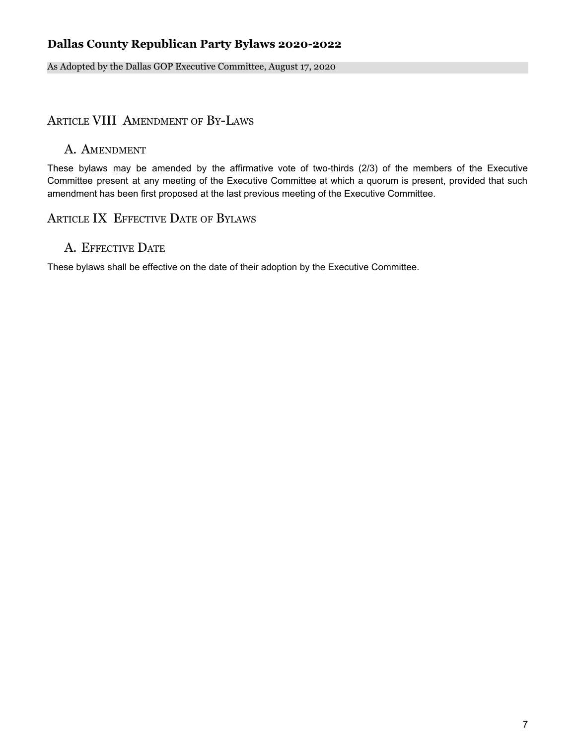## Article VIII  Amendment of By-Laws

### A. Amendment

These bylaws may be amended by the affirmative vote of two-thirds (2/3) of the members of the Executive Committee present at any meeting of the Executive Committee at which a quorum is present, provided that such amendment has been first proposed at the last previous meeting of the Executive Committee.

## Article IX  Effective Date of Bylaws

### A. Effective Date

These bylaws shall be effective on the date of their adoption by the Executive Committee.